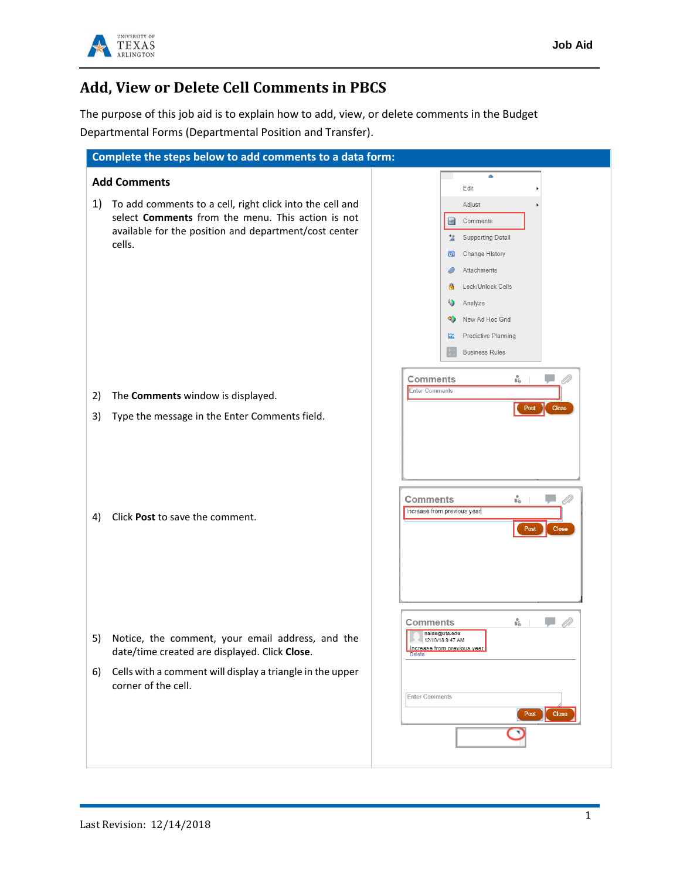# Add, View or Delete Cell Comments in PBCS

The purpose of this job aid is to explain how to add, view, or delete comments in the Budget Departmental Forms (Departmental Position and Transfer).

## Complete the steps below to add comments to a data form:

### Add Comments

1) To add comments to a cell, right click into the cell and select **Comments** from the menu. This action is not available for the position and department/cost center cells.

2) The **Comments** window is displayed.

3) Type the message in the Enter Comments field.

4) Click **Post** to save the comment.

5) Notice, the comment, your email address, and the date/time created are displayed. Click **Close**.

6) Cells with a comment will display a triangle in the upper corner of the cell.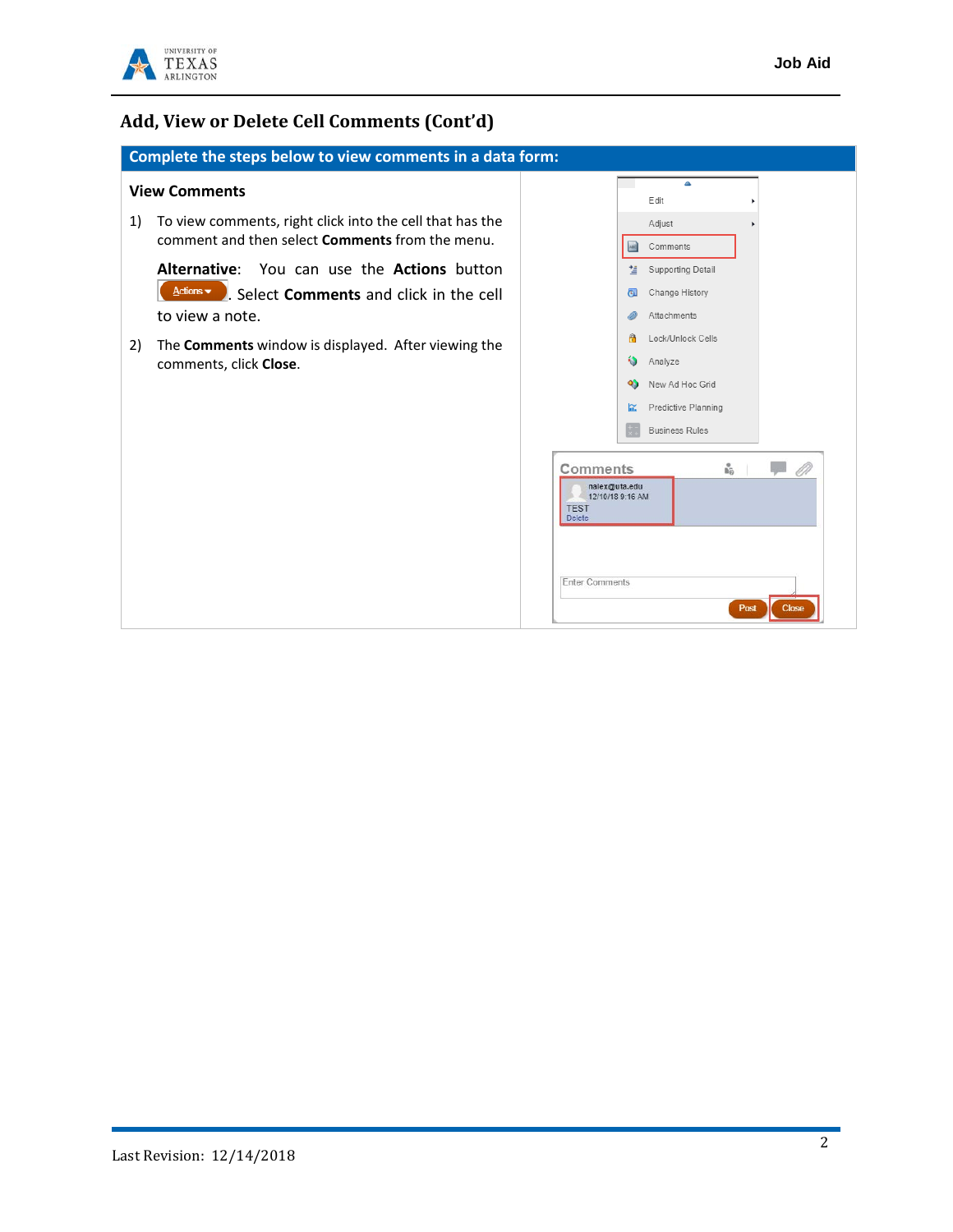## Add, View or Delete Cell Comments (Cont'd)

**Complete the steps below to view comments in a data form:**

### View Comments

1) To view comments, right click into the cell that has the comment and then select **Comments** from the menu.

   **Alternative**: You can use the **Actions** button Actions. Select **Comments** and click in the cell to view a note.

2) The **Comments** window is displayed. After viewing the comments, click **Close**.

Last Revision: 12/14/2018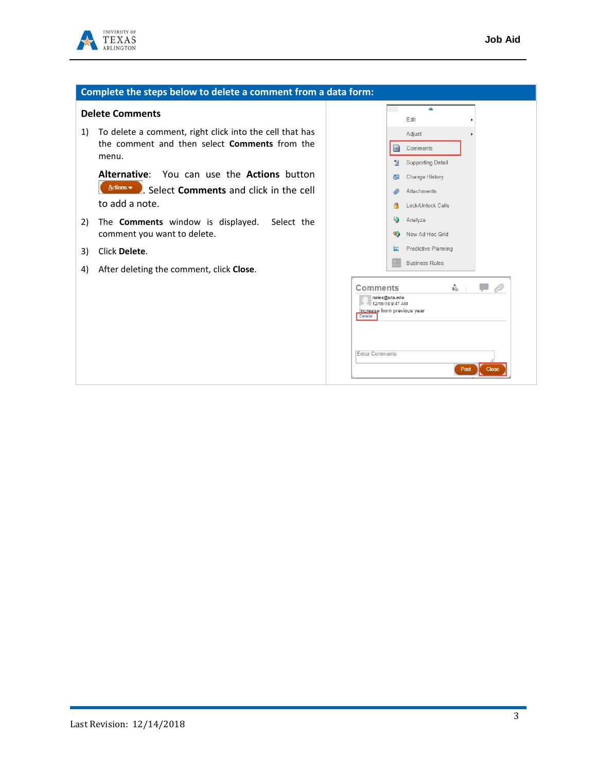**Complete the steps below to delete a comment from a data form:**

**Delete Comments**

1) To delete a comment, right click into the cell that has the comment and then select **Comments** from the menu.

   **Alternative**: You can use the **Actions** button Actions ▾. Select **Comments** and click in the cell to add a note.

2) The **Comments** window is displayed. Select the comment you want to delete.

3) Click **Delete**.

4) After deleting the comment, click **Close**.

Edit
Adjust
Comments
Supporting Detail
Change History
Attachments
Lock/Unlock Cells
Analyze
New Ad Hoc Grid
Predictive Planning
Business Rules

Comments
nalex@uta.edu
12/10/18 9:47 AM
Increase from previous year
Delete
Enter Comments
Post
Close

Last Revision: 12/14/2018